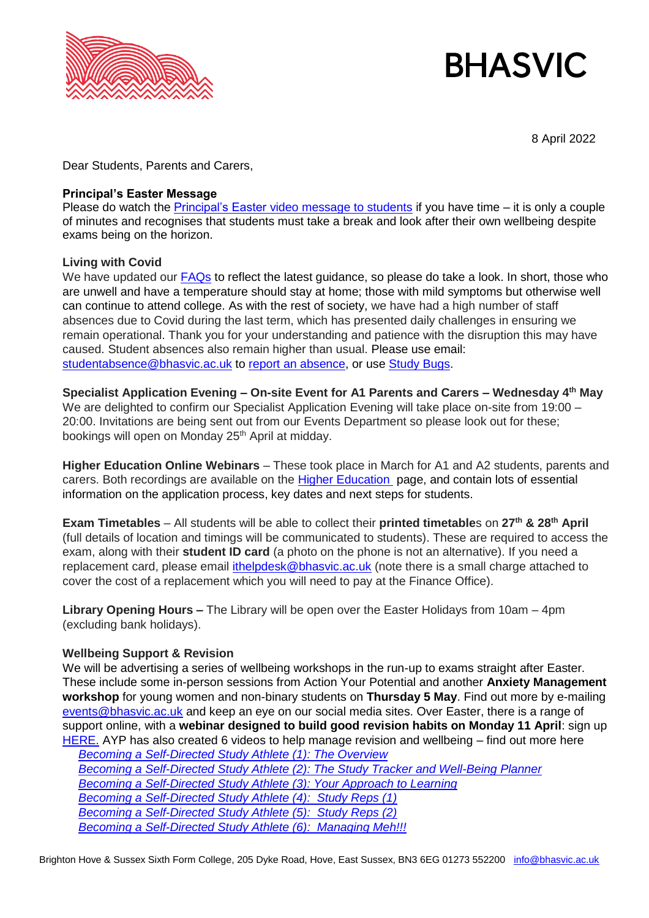# BHASVIC

8 April 2022

Dear Students, Parents and Carers,

**Principal's Easter Message**
Please do watch the [Principal's Easter video message to students]() if you have time – it is only a couple of minutes and recognises that students must take a break and look after their own wellbeing despite exams being on the horizon.

**Living with Covid**
We have updated our [FAQs]() to reflect the latest guidance, so please do take a look. In short, those who are unwell and have a temperature should stay at home; those with mild symptoms but otherwise well can continue to attend college. As with the rest of society, we have had a high number of staff absences due to Covid during the last term, which has presented daily challenges in ensuring we remain operational. Thank you for your understanding and patience with the disruption this may have caused. Student absences also remain higher than usual. Please use email: studentabsence@bhasvic.ac.uk to [report an absence](), or use [Study Bugs]().

**Specialist Application Evening – On-site Event for A1 Parents and Carers – Wednesday 4th May**
We are delighted to confirm our Specialist Application Evening will take place on-site from 19:00 – 20:00. Invitations are being sent out from our Events Department so please look out for these; bookings will open on Monday 25th April at midday.

**Higher Education Online Webinars** – These took place in March for A1 and A2 students, parents and carers. Both recordings are available on the [Higher Education]() page, and contain lots of essential information on the application process, key dates and next steps for students.

**Exam Timetables** – All students will be able to collect their **printed timetable**s on **27th & 28th April** (full details of location and timings will be communicated to students). These are required to access the exam, along with their **student ID card** (a photo on the phone is not an alternative). If you need a replacement card, please email ithelpdesk@bhasvic.ac.uk (note there is a small charge attached to cover the cost of a replacement which you will need to pay at the Finance Office).

**Library Opening Hours –** The Library will be open over the Easter Holidays from 10am – 4pm (excluding bank holidays).

**Wellbeing Support & Revision**
We will be advertising a series of wellbeing workshops in the run-up to exams straight after Easter. These include some in-person sessions from Action Your Potential and another **Anxiety Management workshop** for young women and non-binary students on **Thursday 5 May**. Find out more by e-mailing events@bhasvic.ac.uk and keep an eye on our social media sites. Over Easter, there is a range of support online, with a **webinar designed to build good revision habits on Monday 11 April**: sign up [HERE.]() AYP has also created 6 videos to help manage revision and wellbeing – find out more here

- *[Becoming a Self-Directed Study Athlete (1): The Overview]()*
- *[Becoming a Self-Directed Study Athlete (2): The Study Tracker and Well-Being Planner]()*
- *[Becoming a Self-Directed Study Athlete (3): Your Approach to Learning]()*
- *[Becoming a Self-Directed Study Athlete (4): Study Reps (1)]()*
- *[Becoming a Self-Directed Study Athlete (5): Study Reps (2)]()*
- *[Becoming a Self-Directed Study Athlete (6): Managing Meh!!!]()*

Brighton Hove & Sussex Sixth Form College, 205 Dyke Road, Hove, East Sussex, BN3 6EG 01273 552200 info@bhasvic.ac.uk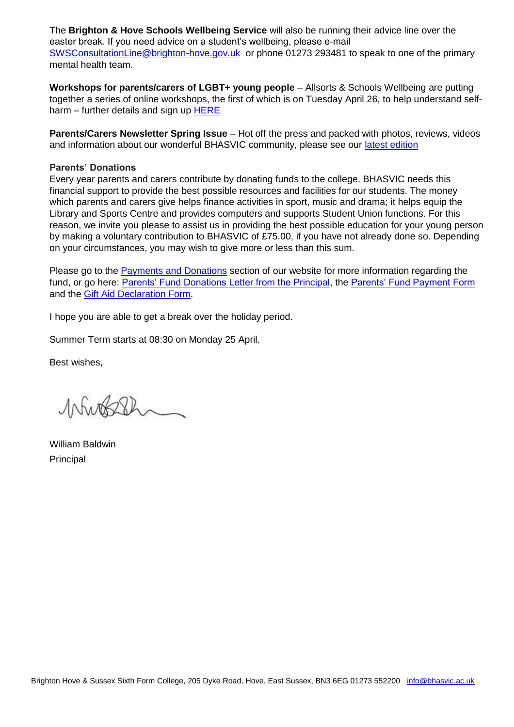The **Brighton & Hove Schools Wellbeing Service** will also be running their advice line over the easter break. If you need advice on a student's wellbeing, please e-mail SWSConsultationLine@brighton-hove.gov.uk or phone 01273 293481 to speak to one of the primary mental health team.

**Workshops for parents/carers of LGBT+ young people** – Allsorts & Schools Wellbeing are putting together a series of online workshops, the first of which is on Tuesday April 26, to help understand self-harm – further details and sign up HERE

**Parents/Carers Newsletter Spring Issue** – Hot off the press and packed with photos, reviews, videos and information about our wonderful BHASVIC community, please see our latest edition

**Parents' Donations**

Every year parents and carers contribute by donating funds to the college. BHASVIC needs this financial support to provide the best possible resources and facilities for our students. The money which parents and carers give helps finance activities in sport, music and drama; it helps equip the Library and Sports Centre and provides computers and supports Student Union functions. For this reason, we invite you please to assist us in providing the best possible education for your young person by making a voluntary contribution to BHASVIC of £75.00, if you have not already done so. Depending on your circumstances, you may wish to give more or less than this sum.

Please go to the Payments and Donations section of our website for more information regarding the fund, or go here: Parents' Fund Donations Letter from the Principal, the Parents' Fund Payment Form and the Gift Aid Declaration Form.

I hope you are able to get a break over the holiday period.

Summer Term starts at 08:30 on Monday 25 April.

Best wives,

William Baldwin
Principal

The **Brighton & Hove Schools Wellbeing Service** will also be running their advice line over the easter break. If you need advice on a student's wellbeing, please e-mail SWSConsultationLine@brighton-hove.gov.uk or phone 01273 293481 to speak to one of the primary mental health team.

**Workshops for parents/carers of LGBT+ young people** – Allsorts & Schools Wellbeing are putting together a series of online workshops, the first of which is on Tuesday April 26, to help understand self-harm – further details and sign up HERE

**Parents/Carers Newsletter Spring Issue** – Hot off the press and packed with photos, reviews, videos and information about our wonderful BHASVIC community, please see our latest edition

**Parents' Donations**

Every year parents and carers contribute by donating funds to the college. BHASVIC needs this financial support to provide the best possible resources and facilities for our students. The money which parents and carers give helps finance activities in sport, music and drama; it helps equip the Library and Sports Centre and provides computers and supports Student Union functions. For this reason, we invite you please to assist us in providing the best possible education for your young person by making a voluntary contribution to BHASVIC of £75.00, if you have not already done so. Depending on your circumstances, you may wish to give more or less than this sum.

Please go to the Payments and Donations section of our website for more information regarding the fund, or go here: Parents' Fund Donations Letter from the Principal, the Parents' Fund Payment Form and the Gift Aid Declaration Form.

I hope you are able to get a break over the holiday period.

Summer Term starts at 08:30 on Monday 25 April.

Best wishes,

William Baldwin
Principal